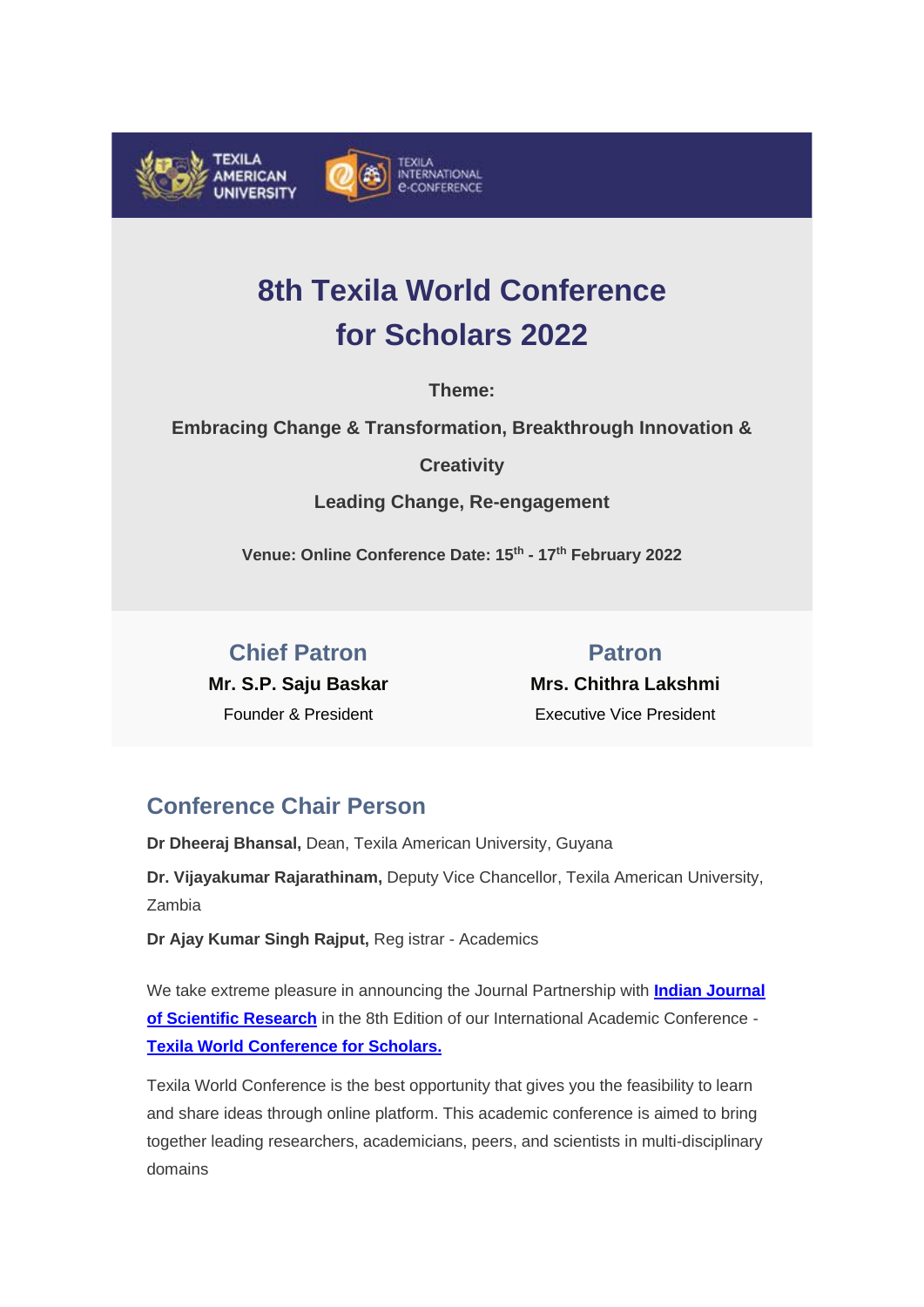TEXILA AMERICAN UNIVERSITY

TEXILA INTERNATIONAL e-CONFERENCE

# 8th Texila World Conference for Scholars 2022

**Theme:**

**Embracing Change & Transformation, Breakthrough Innovation & Creativity**

**Leading Change, Re-engagement**

**Venue: Online Conference Date: 15th - 17th February 2022**

## Chief Patron

**Mr. S.P. Saju Baskar**

Founder & President

## Patron

**Mrs. Chithra Lakshmi**

Executive Vice President

## Conference Chair Person

**Dr Dheeraj Bhansal,** Dean, Texila American University, Guyana

**Dr. Vijayakumar Rajarathinam,** Deputy Vice Chancellor, Texila American University, Zambia

**Dr Ajay Kumar Singh Rajput,** Reg istrar - Academics

We take extreme pleasure in announcing the Journal Partnership with **Indian Journal of Scientific Research** in the 8th Edition of our International Academic Conference - **Texila World Conference for Scholars.**

Texila World Conference is the best opportunity that gives you the feasibility to learn and share ideas through online platform. This academic conference is aimed to bring together leading researchers, academicians, peers, and scientists in multi-disciplinary domains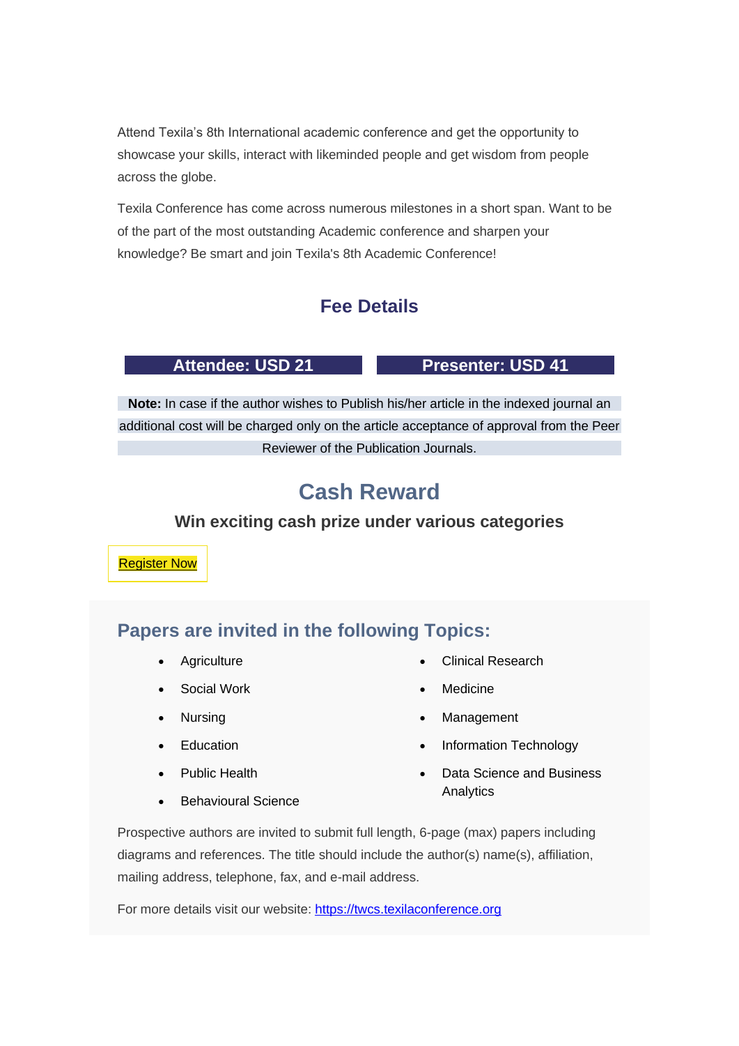Attend Texila's 8th International academic conference and get the opportunity to showcase your skills, interact with likeminded people and get wisdom from people across the globe.

Texila Conference has come across numerous milestones in a short span. Want to be of the part of the most outstanding Academic conference and sharpen your knowledge? Be smart and join Texila's 8th Academic Conference!

## Fee Details

**Attendee: USD 21**

**Presenter: USD 41**

**Note:** In case if the author wishes to Publish his/her article in the indexed journal an additional cost will be charged only on the article acceptance of approval from the Peer Reviewer of the Publication Journals.

## Cash Reward

### Win exciting cash prize under various categories

[Register Now]

## Papers are invited in the following Topics:

- Agriculture
- Social Work
- Nursing
- Education
- Public Health
- Behavioural Science
- Clinical Research
- Medicine
- Management
- Information Technology
- Data Science and Business Analytics

Prospective authors are invited to submit full length, 6-page (max) papers including diagrams and references. The title should include the author(s) name(s), affiliation, mailing address, telephone, fax, and e-mail address.

For more details visit our website: https://twcs.texilaconference.org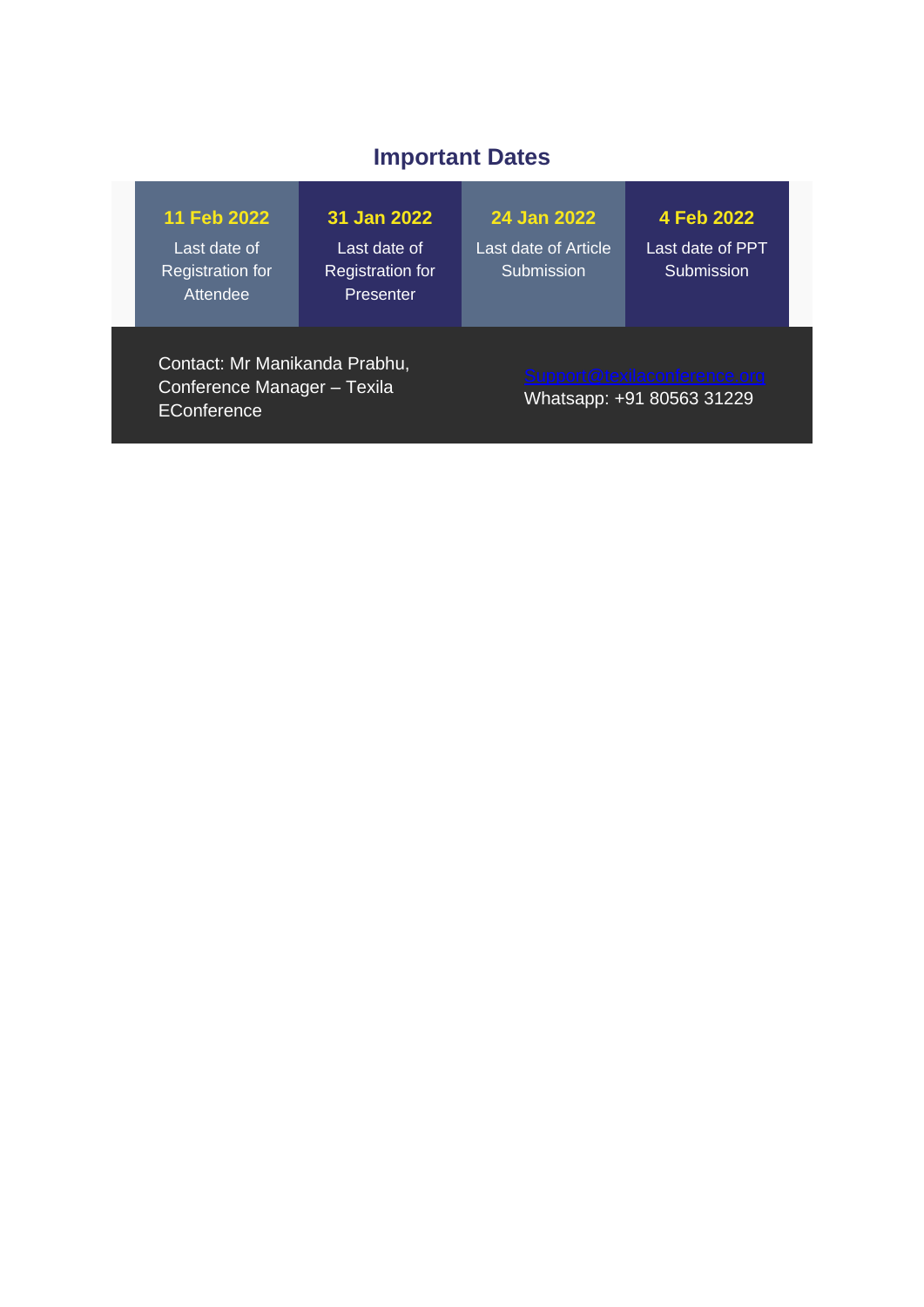## Important Dates

| | | | |
|---|---|---|---|
| **11 Feb 2022**<br>Last date of Registration for Attendee | **31 Jan 2022**<br>Last date of Registration for Presenter | **24 Jan 2022**<br>Last date of Article Submission | **4 Feb 2022**<br>Last date of PPT Submission |

Contact: Mr Manikanda Prabhu, Conference Manager – Texila EConference

Support@texilaconference.org
Whatsapp: +91 80563 31229